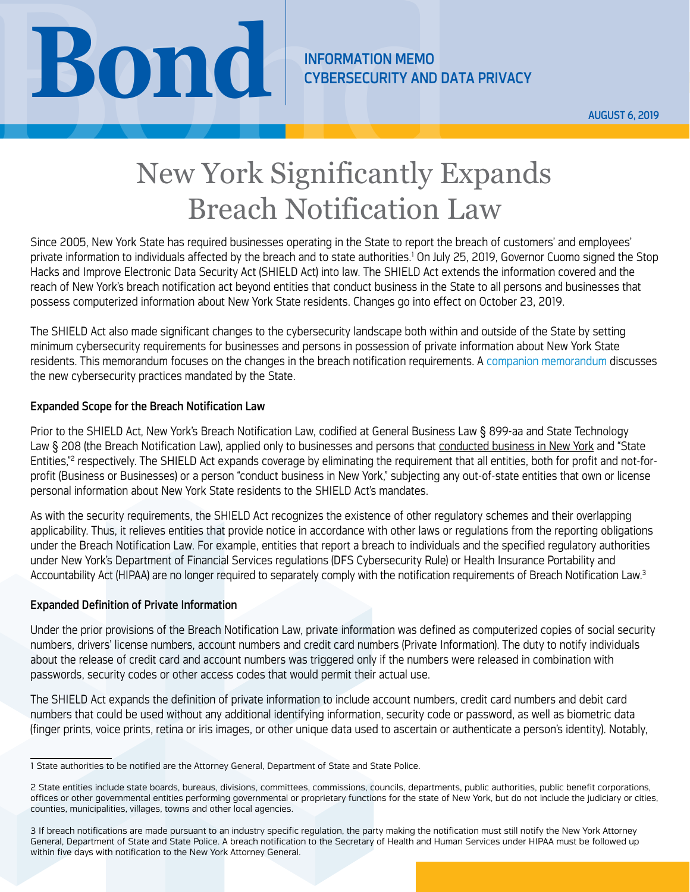Bond

INFORMATION MEMO
CYBERSECURITY AND DATA PRIVACY

AUGUST 6, 2019

# New York Significantly Expands Breach Notification Law

Since 2005, New York State has required businesses operating in the State to report the breach of customers' and employees' private information to individuals affected by the breach and to state authorities.[1] On July 25, 2019, Governor Cuomo signed the Stop Hacks and Improve Electronic Data Security Act (SHIELD Act) into law. The SHIELD Act extends the information covered and the reach of New York's breach notification act beyond entities that conduct business in the State to all persons and businesses that possess computerized information about New York State residents. Changes go into effect on October 23, 2019.

The SHIELD Act also made significant changes to the cybersecurity landscape both within and outside of the State by setting minimum cybersecurity requirements for businesses and persons in possession of private information about New York State residents. This memorandum focuses on the changes in the breach notification requirements. A companion memorandum discusses the new cybersecurity practices mandated by the State.

### Expanded Scope for the Breach Notification Law

Prior to the SHIELD Act, New York's Breach Notification Law, codified at General Business Law § 899-aa and State Technology Law § 208 (the Breach Notification Law), applied only to businesses and persons that conducted business in New York and "State Entities,"[2] respectively. The SHIELD Act expands coverage by eliminating the requirement that all entities, both for profit and not-for-profit (Business or Businesses) or a person "conduct business in New York," subjecting any out-of-state entities that own or license personal information about New York State residents to the SHIELD Act's mandates.

As with the security requirements, the SHIELD Act recognizes the existence of other regulatory schemes and their overlapping applicability. Thus, it relieves entities that provide notice in accordance with other laws or regulations from the reporting obligations under the Breach Notification Law. For example, entities that report a breach to individuals and the specified regulatory authorities under New York's Department of Financial Services regulations (DFS Cybersecurity Rule) or Health Insurance Portability and Accountability Act (HIPAA) are no longer required to separately comply with the notification requirements of Breach Notification Law.[3]

### Expanded Definition of Private Information

Under the prior provisions of the Breach Notification Law, private information was defined as computerized copies of social security numbers, drivers' license numbers, account numbers and credit card numbers (Private Information). The duty to notify individuals about the release of credit card and account numbers was triggered only if the numbers were released in combination with passwords, security codes or other access codes that would permit their actual use.

The SHIELD Act expands the definition of private information to include account numbers, credit card numbers and debit card numbers that could be used without any additional identifying information, security code or password, as well as biometric data (finger prints, voice prints, retina or iris images, or other unique data used to ascertain or authenticate a person's identity). Notably,

---

1 State authorities to be notified are the Attorney General, Department of State and State Police.

2 State entities include state boards, bureaus, divisions, committees, commissions, councils, departments, public authorities, public benefit corporations, offices or other governmental entities performing governmental or proprietary functions for the state of New York, but do not include the judiciary or cities, counties, municipalities, villages, towns and other local agencies.

3 If breach notifications are made pursuant to an industry specific regulation, the party making the notification must still notify the New York Attorney General, Department of State and State Police. A breach notification to the Secretary of Health and Human Services under HIPAA must be followed up within five days with notification to the New York Attorney General.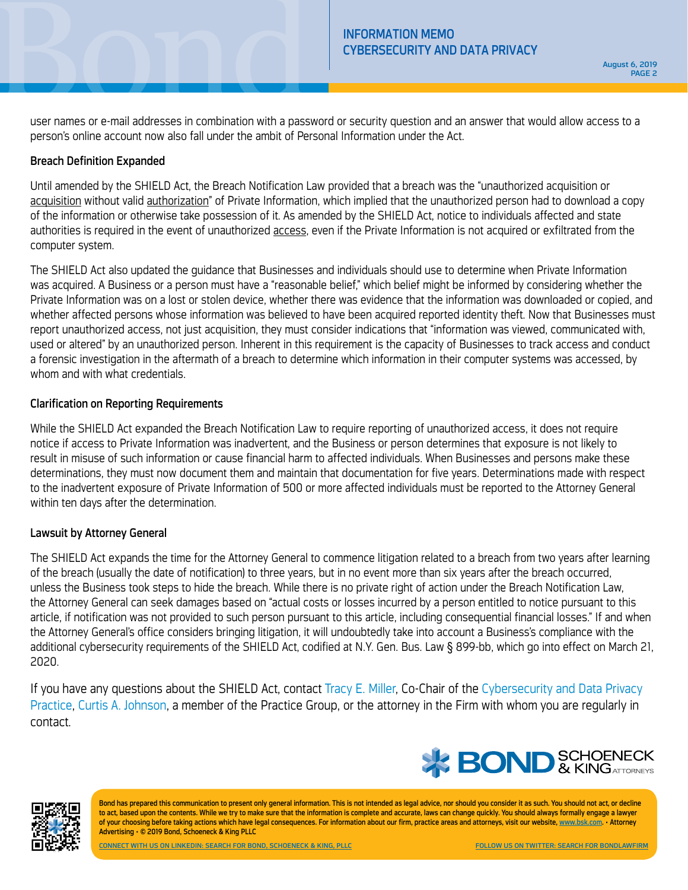user names or e-mail addresses in combination with a password or security question and an answer that would allow access to a person's online account now also fall under the ambit of Personal Information under the Act.

### Breach Definition Expanded

Until amended by the SHIELD Act, the Breach Notification Law provided that a breach was the "unauthorized acquisition or acquisition without valid authorization" of Private Information, which implied that the unauthorized person had to download a copy of the information or otherwise take possession of it. As amended by the SHIELD Act, notice to individuals affected and state authorities is required in the event of unauthorized access, even if the Private Information is not acquired or exfiltrated from the computer system.

The SHIELD Act also updated the guidance that Businesses and individuals should use to determine when Private Information was acquired. A Business or a person must have a "reasonable belief," which belief might be informed by considering whether the Private Information was on a lost or stolen device, whether there was evidence that the information was downloaded or copied, and whether affected persons whose information was believed to have been acquired reported identity theft. Now that Businesses must report unauthorized access, not just acquisition, they must consider indications that "information was viewed, communicated with, used or altered" by an unauthorized person. Inherent in this requirement is the capacity of Businesses to track access and conduct a forensic investigation in the aftermath of a breach to determine which information in their computer systems was accessed, by whom and with what credentials.

### Clarification on Reporting Requirements

While the SHIELD Act expanded the Breach Notification Law to require reporting of unauthorized access, it does not require notice if access to Private Information was inadvertent, and the Business or person determines that exposure is not likely to result in misuse of such information or cause financial harm to affected individuals. When Businesses and persons make these determinations, they must now document them and maintain that documentation for five years. Determinations made with respect to the inadvertent exposure of Private Information of 500 or more affected individuals must be reported to the Attorney General within ten days after the determination.

### Lawsuit by Attorney General

The SHIELD Act expands the time for the Attorney General to commence litigation related to a breach from two years after learning of the breach (usually the date of notification) to three years, but in no event more than six years after the breach occurred, unless the Business took steps to hide the breach. While there is no private right of action under the Breach Notification Law, the Attorney General can seek damages based on "actual costs or losses incurred by a person entitled to notice pursuant to this article, if notification was not provided to such person pursuant to this article, including consequential financial losses." If and when the Attorney General's office considers bringing litigation, it will undoubtedly take into account a Business's compliance with the additional cybersecurity requirements of the SHIELD Act, codified at N.Y. Gen. Bus. Law § 899-bb, which go into effect on March 21, 2020.

If you have any questions about the SHIELD Act, contact Tracy E. Miller, Co-Chair of the Cybersecurity and Data Privacy Practice, Curtis A. Johnson, a member of the Practice Group, or the attorney in the Firm with whom you are regularly in contact.

BOND SCHOENECK & KING ATTORNEYS

Bond has prepared this communication to present only general information. This is not intended as legal advice, nor should you consider it as such. You should not act, or decline to act, based upon the contents. While we try to make sure that the information is complete and accurate, laws can change quickly. You should always formally engage a lawyer of your choosing before taking actions which have legal consequences. For information about our firm, practice areas and attorneys, visit our website, www.bsk.com. • Attorney Advertising • © 2019 Bond, Schoeneck & King PLLC

CONNECT WITH US ON LINKEDIN: SEARCH FOR BOND, SCHOENECK & KING, PLLC

FOLLOW US ON TWITTER: SEARCH FOR BONDLAWFIRM